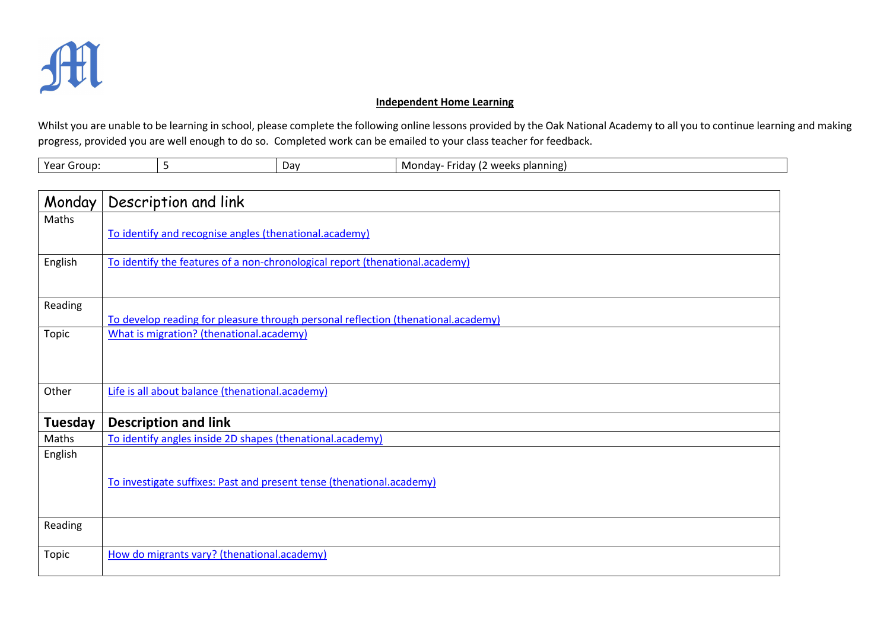**Independent Home Learning**

Whilst you are unable to be learning in school, please complete the following online lessons provided by the Oak National Academy to all you to continue learning and making progress, provided you are well enough to do so. Completed work can be emailed to your class teacher for feedback.

| Year Group: | 5 | Day | Monday- Friday (2 weeks planning) |
|---|---|---|---|

| Monday | Description and link |
|---|---|
| Maths | To identify and recognise angles (thenational.academy) |
| English | To identify the features of a non-chronological report (thenational.academy) |
| Reading | To develop reading for pleasure through personal reflection (thenational.academy) |
| Topic | What is migration? (thenational.academy) |
| Other | Life is all about balance (thenational.academy) |
| **Tuesday** | **Description and link** |
| Maths | To identify angles inside 2D shapes (thenational.academy) |
| English | To investigate suffixes: Past and present tense (thenational.academy) |
| Reading | |
| Topic | How do migrants vary? (thenational.academy) |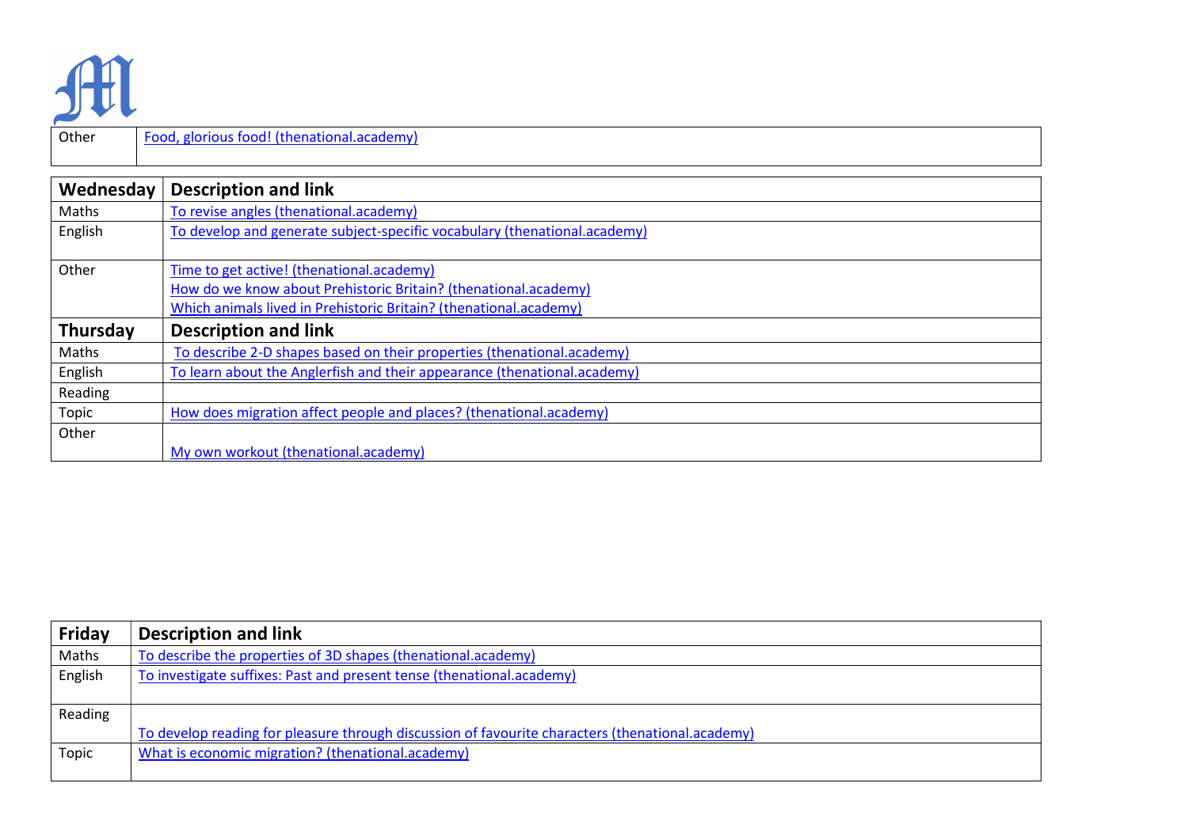| Other | Food, glorious food! (thenational.academy) |
|---|---|

| Wednesday | Description and link |
|---|---|
| Maths | To revise angles (thenational.academy) |
| English | To develop and generate subject-specific vocabulary (thenational.academy) |
| Other | Time to get active! (thenational.academy)<br>How do we know about Prehistoric Britain? (thenational.academy)<br>Which animals lived in Prehistoric Britain? (thenational.academy) |

| Thursday | Description and link |
|---|---|
| Maths | To describe 2-D shapes based on their properties (thenational.academy) |
| English | To learn about the Anglerfish and their appearance (thenational.academy) |
| Reading | |
| Topic | How does migration affect people and places? (thenational.academy) |
| Other | My own workout (thenational.academy) |

| Friday | Description and link |
|---|---|
| Maths | To describe the properties of 3D shapes (thenational.academy) |
| English | To investigate suffixes: Past and present tense (thenational.academy) |
| Reading | To develop reading for pleasure through discussion of favourite characters (thenational.academy) |
| Topic | What is economic migration? (thenational.academy) |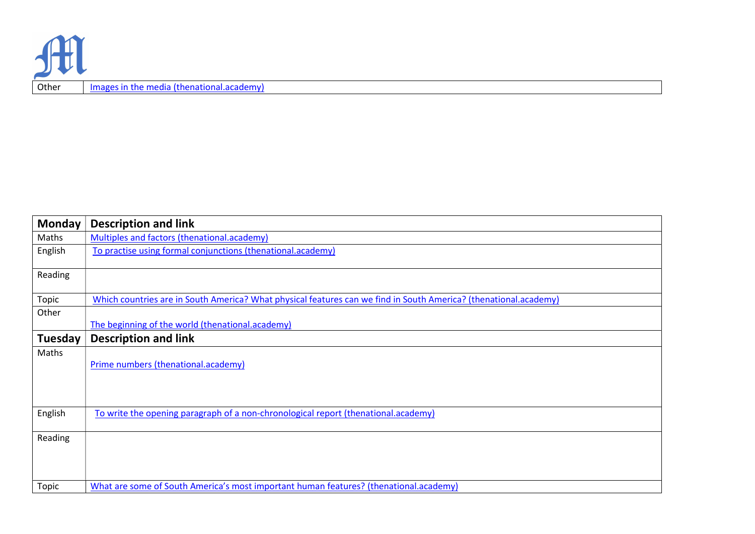| Other | Images in the media (thenational.academy) |
| --- | --- |

| Monday | Description and link |
| --- | --- |
| Maths | Multiples and factors (thenational.academy) |
| English | To practise using formal conjunctions (thenational.academy) |
| Reading | |
| Topic | Which countries are in South America? What physical features can we find in South America? (thenational.academy) |
| Other | The beginning of the world (thenational.academy) |
| **Tuesday** | **Description and link** |
| Maths | Prime numbers (thenational.academy) |
| English | To write the opening paragraph of a non-chronological report (thenational.academy) |
| Reading | |
| Topic | What are some of South America's most important human features? (thenational.academy) |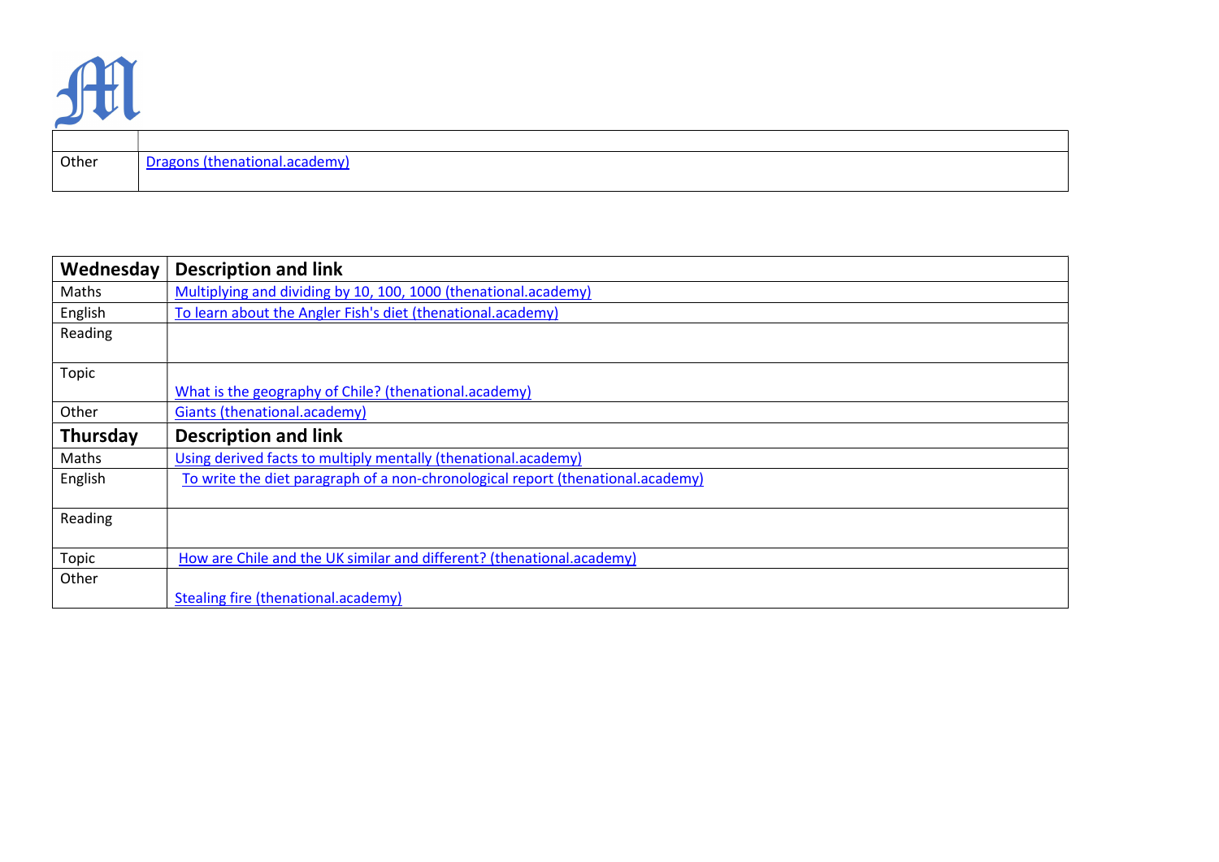| | |
|---|---|
| Other | [Dragons (thenational.academy)]() |

| Wednesday | Description and link |
|---|---|
| Maths | [Multiplying and dividing by 10, 100, 1000 (thenational.academy)]() |
| English | [To learn about the Angler Fish's diet (thenational.academy)]() |
| Reading | |
| Topic | [What is the geography of Chile? (thenational.academy)]() |
| Other | [Giants (thenational.academy)]() |
| **Thursday** | **Description and link** |
| Maths | [Using derived facts to multiply mentally (thenational.academy)]() |
| English | [To write the diet paragraph of a non-chronological report (thenational.academy)]() |
| Reading | |
| Topic | [How are Chile and the UK similar and different? (thenational.academy)]() |
| Other | [Stealing fire (thenational.academy)]() |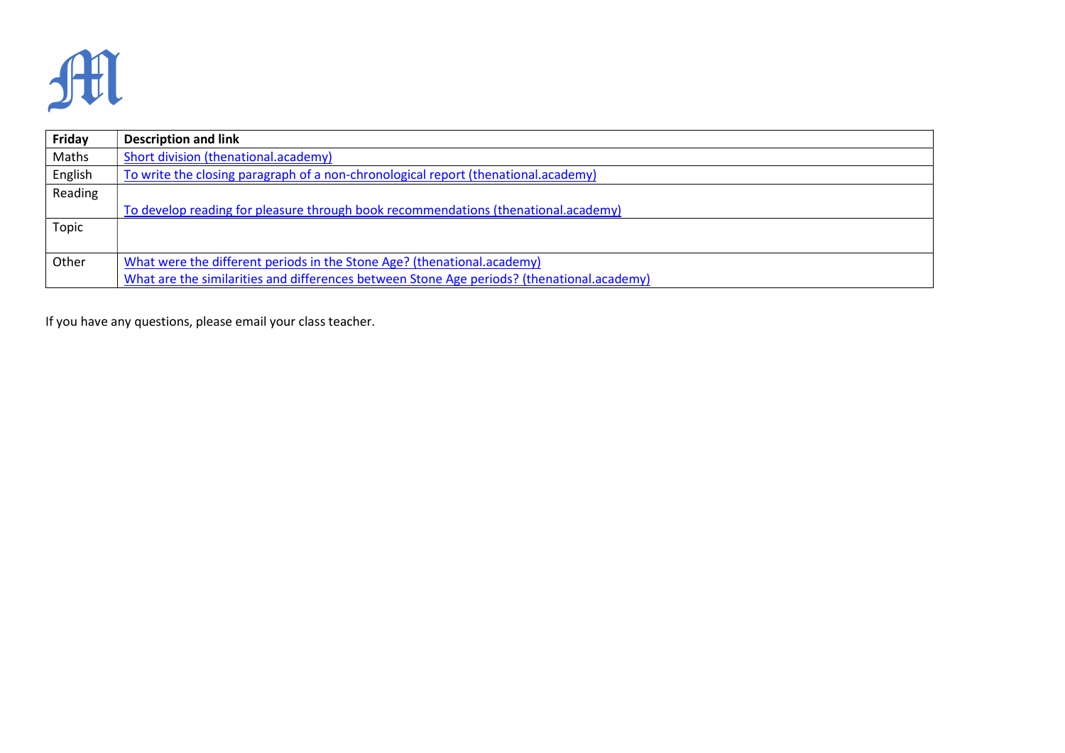| Friday | Description and link |
| --- | --- |
| Maths | Short division (thenational.academy) |
| English | To write the closing paragraph of a non-chronological report (thenational.academy) |
| Reading | To develop reading for pleasure through book recommendations (thenational.academy) |
| Topic | |
| Other | What were the different periods in the Stone Age? (thenational.academy)<br>What are the similarities and differences between Stone Age periods? (thenational.academy) |

If you have any questions, please email your class teacher.